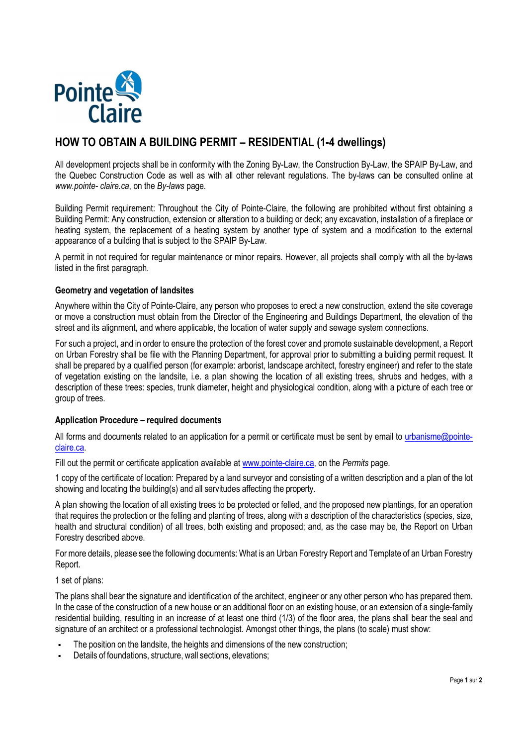# HOW TO OBTAIN A BUILDING PERMIT – RESIDENTIAL (1-4 dwellings)

All development projects shall be in conformity with the Zoning By-Law, the Construction By-Law, the SPAIP By-Law, and the Quebec Construction Code as well as with all other relevant regulations. The by-laws can be consulted online at *www.pointe- claire.ca*, on the *By-laws* page.

Building Permit requirement: Throughout the City of Pointe-Claire, the following are prohibited without first obtaining a Building Permit: Any construction, extension or alteration to a building or deck; any excavation, installation of a fireplace or heating system, the replacement of a heating system by another type of system and a modification to the external appearance of a building that is subject to the SPAIP By-Law.

A permit in not required for regular maintenance or minor repairs. However, all projects shall comply with all the by-laws listed in the first paragraph.

### Geometry and vegetation of landsites

Anywhere within the City of Pointe-Claire, any person who proposes to erect a new construction, extend the site coverage or move a construction must obtain from the Director of the Engineering and Buildings Department, the elevation of the street and its alignment, and where applicable, the location of water supply and sewage system connections.

For such a project, and in order to ensure the protection of the forest cover and promote sustainable development, a Report on Urban Forestry shall be file with the Planning Department, for approval prior to submitting a building permit request. It shall be prepared by a qualified person (for example: arborist, landscape architect, forestry engineer) and refer to the state of vegetation existing on the landsite, i.e. a plan showing the location of all existing trees, shrubs and hedges, with a description of these trees: species, trunk diameter, height and physiological condition, along with a picture of each tree or group of trees.

### Application Procedure – required documents

All forms and documents related to an application for a permit or certificate must be sent by email to urbanisme@pointe-claire.ca.

Fill out the permit or certificate application available at www.pointe-claire.ca, on the *Permits* page.

1 copy of the certificate of location: Prepared by a land surveyor and consisting of a written description and a plan of the lot showing and locating the building(s) and all servitudes affecting the property.

A plan showing the location of all existing trees to be protected or felled, and the proposed new plantings, for an operation that requires the protection or the felling and planting of trees, along with a description of the characteristics (species, size, health and structural condition) of all trees, both existing and proposed; and, as the case may be, the Report on Urban Forestry described above.

For more details, please see the following documents: What is an Urban Forestry Report and Template of an Urban Forestry Report.

1 set of plans:

The plans shall bear the signature and identification of the architect, engineer or any other person who has prepared them. In the case of the construction of a new house or an additional floor on an existing house, or an extension of a single-family residential building, resulting in an increase of at least one third (1/3) of the floor area, the plans shall bear the seal and signature of an architect or a professional technologist. Amongst other things, the plans (to scale) must show:

- The position on the landsite, the heights and dimensions of the new construction;
- Details of foundations, structure, wall sections, elevations;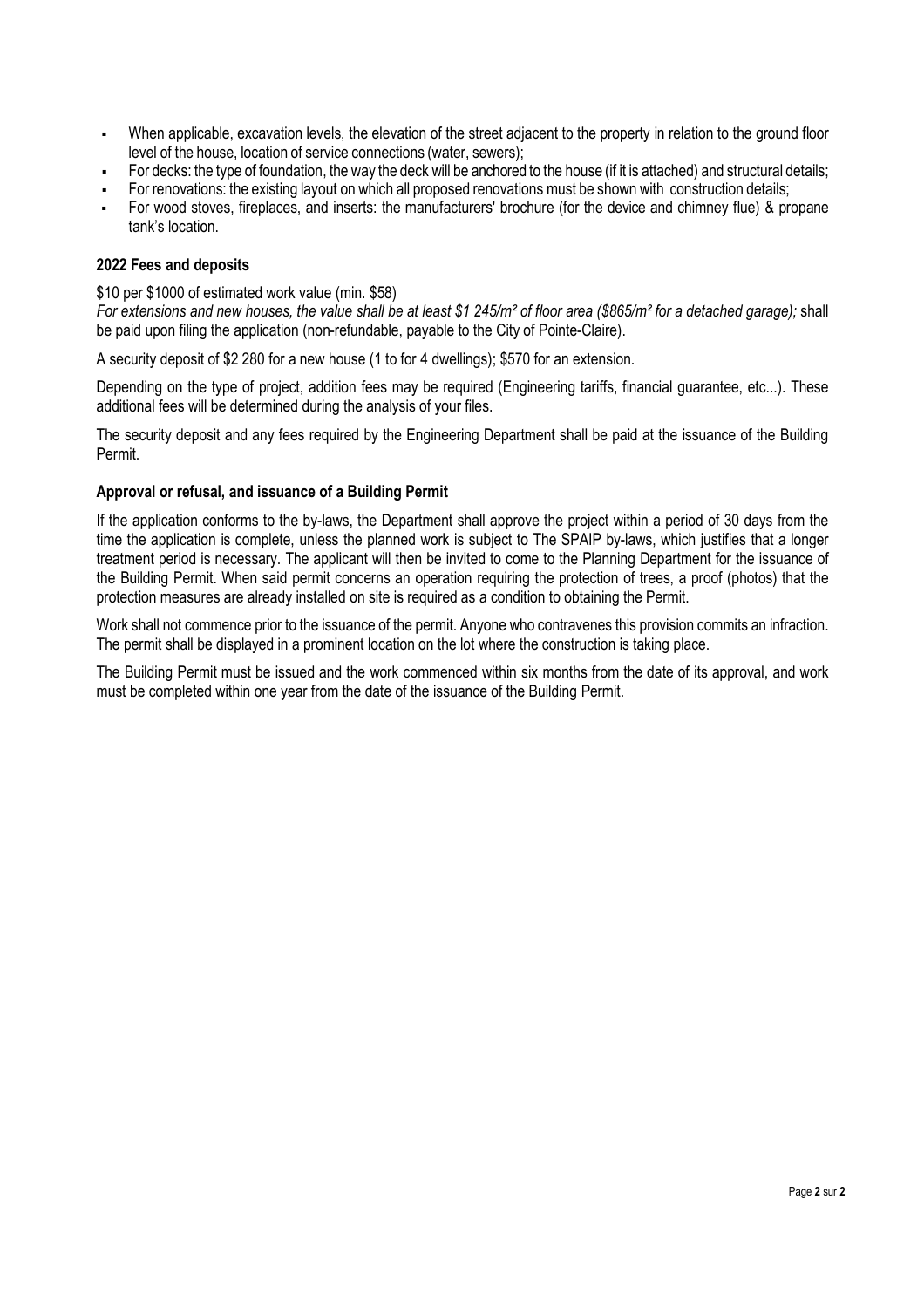- When applicable, excavation levels, the elevation of the street adjacent to the property in relation to the ground floor level of the house, location of service connections (water, sewers);
- For decks: the type of foundation, the way the deck will be anchored to the house (if it is attached) and structural details;
- For renovations: the existing layout on which all proposed renovations must be shown with construction details;
- For wood stoves, fireplaces, and inserts: the manufacturers' brochure (for the device and chimney flue) & propane tank's location.

**2022 Fees and deposits**

\$10 per \$1000 of estimated work value (min. \$58)

*For extensions and new houses, the value shall be at least \$1 245/m² of floor area (\$865/m² for a detached garage);* shall be paid upon filing the application (non-refundable, payable to the City of Pointe-Claire).

A security deposit of \$2 280 for a new house (1 to for 4 dwellings); \$570 for an extension.

Depending on the type of project, addition fees may be required (Engineering tariffs, financial guarantee, etc...). These additional fees will be determined during the analysis of your files.

The security deposit and any fees required by the Engineering Department shall be paid at the issuance of the Building Permit.

**Approval or refusal, and issuance of a Building Permit**

If the application conforms to the by-laws, the Department shall approve the project within a period of 30 days from the time the application is complete, unless the planned work is subject to The SPAIP by-laws, which justifies that a longer treatment period is necessary. The applicant will then be invited to come to the Planning Department for the issuance of the Building Permit. When said permit concerns an operation requiring the protection of trees, a proof (photos) that the protection measures are already installed on site is required as a condition to obtaining the Permit.

Work shall not commence prior to the issuance of the permit. Anyone who contravenes this provision commits an infraction. The permit shall be displayed in a prominent location on the lot where the construction is taking place.

The Building Permit must be issued and the work commenced within six months from the date of its approval, and work must be completed within one year from the date of the issuance of the Building Permit.